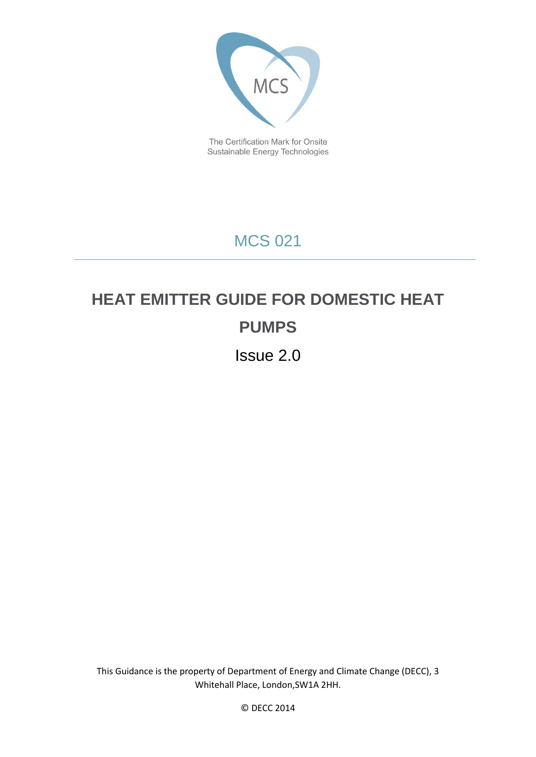MCS

The Certification Mark for Onsite
Sustainable Energy Technologies

MCS 021

# HEAT EMITTER GUIDE FOR DOMESTIC HEAT PUMPS

Issue 2.0

This Guidance is the property of Department of Energy and Climate Change (DECC), 3 Whitehall Place, London,SW1A 2HH.

© DECC 2014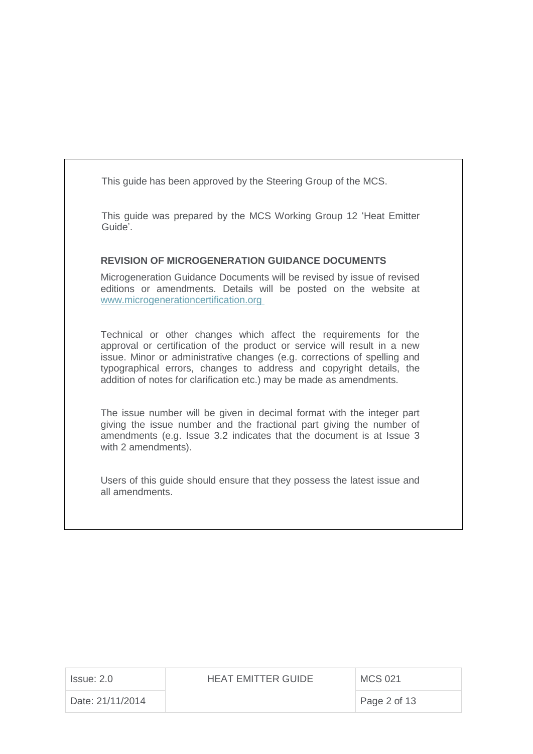This guide has been approved by the Steering Group of the MCS.

This guide was prepared by the MCS Working Group 12 'Heat Emitter Guide'.

**REVISION OF MICROGENERATION GUIDANCE DOCUMENTS**

Microgeneration Guidance Documents will be revised by issue of revised editions or amendments. Details will be posted on the website at www.microgenerationcertification.org

Technical or other changes which affect the requirements for the approval or certification of the product or service will result in a new issue. Minor or administrative changes (e.g. corrections of spelling and typographical errors, changes to address and copyright details, the addition of notes for clarification etc.) may be made as amendments.

The issue number will be given in decimal format with the integer part giving the issue number and the fractional part giving the number of amendments (e.g. Issue 3.2 indicates that the document is at Issue 3 with 2 amendments).

Users of this guide should ensure that they possess the latest issue and all amendments.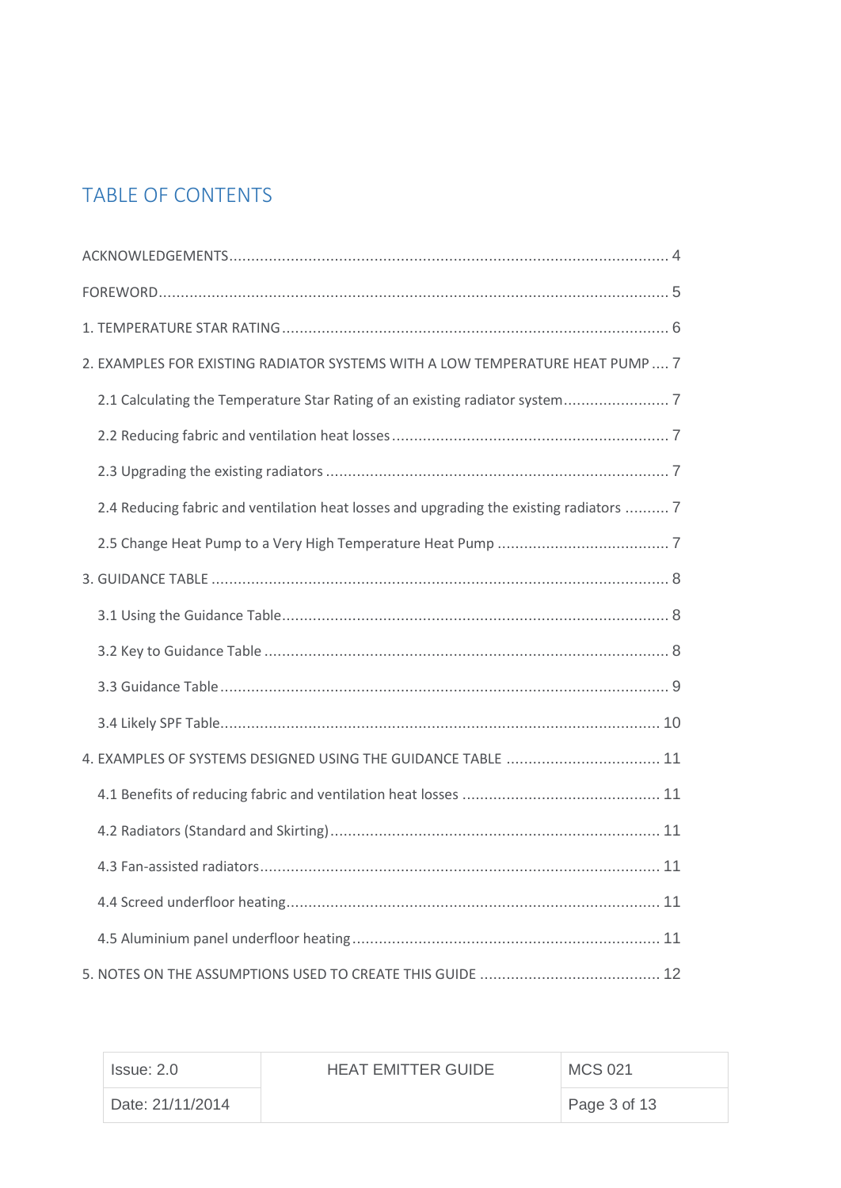## TABLE OF CONTENTS

ACKNOWLEDGEMENTS .......... 4

FOREWORD .......... 5

1. TEMPERATURE STAR RATING .......... 6

2. EXAMPLES FOR EXISTING RADIATOR SYSTEMS WITH A LOW TEMPERATURE HEAT PUMP .......... 7

   2.1 Calculating the Temperature Star Rating of an existing radiator system .......... 7

   2.2 Reducing fabric and ventilation heat losses .......... 7

   2.3 Upgrading the existing radiators .......... 7

   2.4 Reducing fabric and ventilation heat losses and upgrading the existing radiators .......... 7

   2.5 Change Heat Pump to a Very High Temperature Heat Pump .......... 7

3. GUIDANCE TABLE .......... 8

   3.1 Using the Guidance Table .......... 8

   3.2 Key to Guidance Table .......... 8

   3.3 Guidance Table .......... 9

   3.4 Likely SPF Table .......... 10

4. EXAMPLES OF SYSTEMS DESIGNED USING THE GUIDANCE TABLE .......... 11

   4.1 Benefits of reducing fabric and ventilation heat losses .......... 11

   4.2 Radiators (Standard and Skirting) .......... 11

   4.3 Fan-assisted radiators .......... 11

   4.4 Screed underfloor heating .......... 11

   4.5 Aluminium panel underfloor heating .......... 11

5. NOTES ON THE ASSUMPTIONS USED TO CREATE THIS GUIDE .......... 12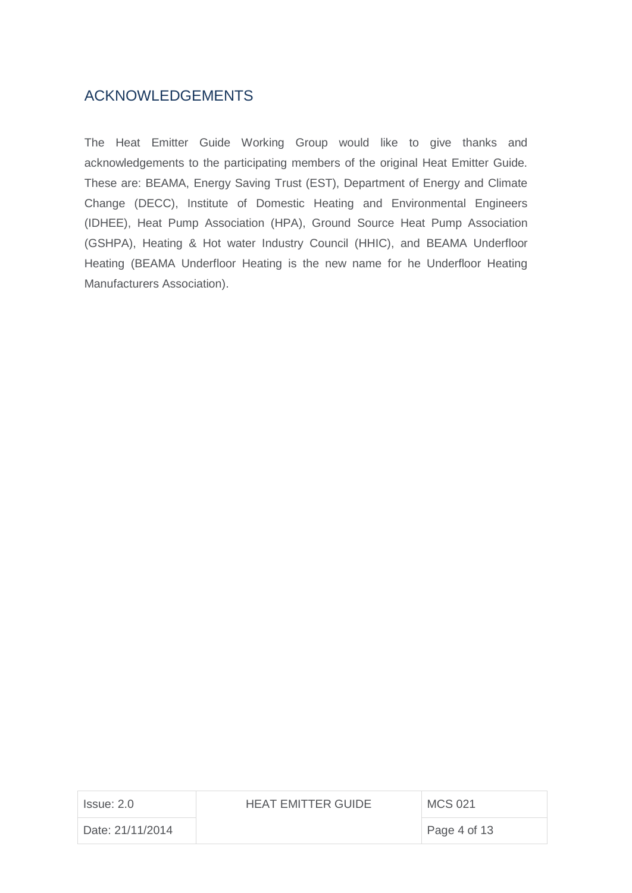## ACKNOWLEDGEMENTS

The Heat Emitter Guide Working Group would like to give thanks and acknowledgements to the participating members of the original Heat Emitter Guide. These are: BEAMA, Energy Saving Trust (EST), Department of Energy and Climate Change (DECC), Institute of Domestic Heating and Environmental Engineers (IDHEE), Heat Pump Association (HPA), Ground Source Heat Pump Association (GSHPA), Heating & Hot water Industry Council (HHIC), and BEAMA Underfloor Heating (BEAMA Underfloor Heating is the new name for he Underfloor Heating Manufacturers Association).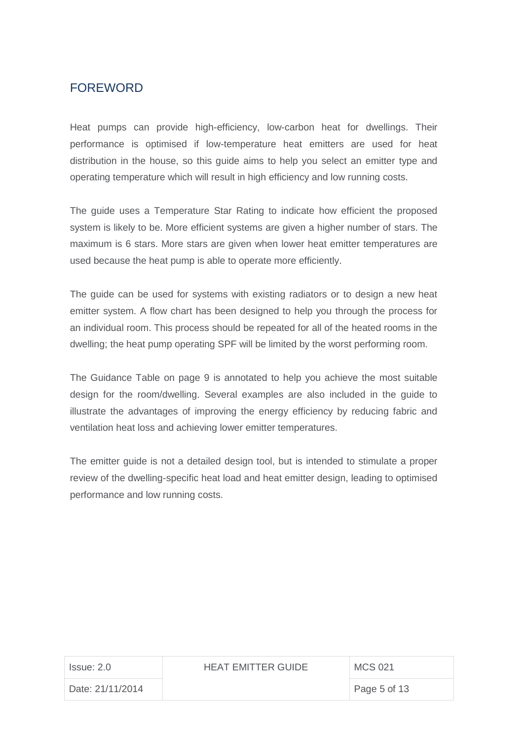## FOREWORD

Heat pumps can provide high-efficiency, low-carbon heat for dwellings. Their performance is optimised if low-temperature heat emitters are used for heat distribution in the house, so this guide aims to help you select an emitter type and operating temperature which will result in high efficiency and low running costs.

The guide uses a Temperature Star Rating to indicate how efficient the proposed system is likely to be. More efficient systems are given a higher number of stars. The maximum is 6 stars. More stars are given when lower heat emitter temperatures are used because the heat pump is able to operate more efficiently.

The guide can be used for systems with existing radiators or to design a new heat emitter system. A flow chart has been designed to help you through the process for an individual room. This process should be repeated for all of the heated rooms in the dwelling; the heat pump operating SPF will be limited by the worst performing room.

The Guidance Table on page 9 is annotated to help you achieve the most suitable design for the room/dwelling. Several examples are also included in the guide to illustrate the advantages of improving the energy efficiency by reducing fabric and ventilation heat loss and achieving lower emitter temperatures.

The emitter guide is not a detailed design tool, but is intended to stimulate a proper review of the dwelling-specific heat load and heat emitter design, leading to optimised performance and low running costs.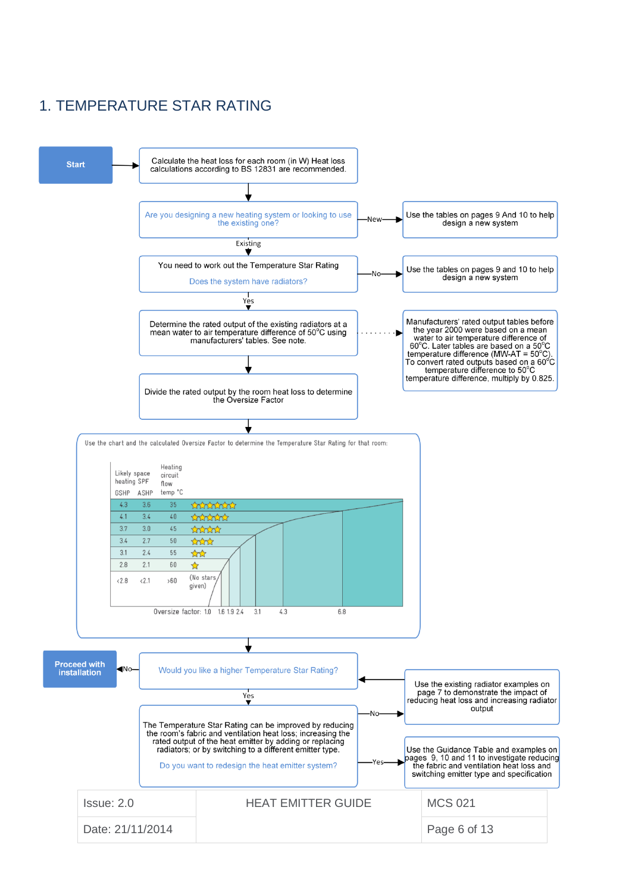# 1. TEMPERATURE STAR RATING

Start

Calculate the heat loss for each room (in W) Heat loss calculations according to BS 12831 are recommended.

Are you designing a new heating system or looking to use the existing one?

New → Use the tables on pages 9 And 10 to help design a new system

Existing

You need to work out the Temperature Star Rating

Does the system have radiators?

No → Use the tables on pages 9 and 10 to help design a new system

Yes

Determine the rated output of the existing radiators at a mean water to air temperature difference of 50°C using manufacturers' tables. See note.

Manufacturers' rated output tables before the year 2000 were based on a mean water to air temperature difference of 60°C. Later tables are based on a 50°C temperature difference (MW-AT = 50°C). To convert rated outputs based on a 60°C temperature difference to 50°C temperature difference, multiply by 0.825.

Divide the rated output by the room heat loss to determine the Oversize Factor

Use the chart and the calculated Oversize Factor to determine the Temperature Star Rating for that room:

Likely space heating SPF
GSHP ASHP
Heating circuit flow temp °C

4.3 3.6 35 ★★★★★★
4.1 3.4 40 ★★★★★
3.7 3.0 45 ★★★★
3.4 2.7 50 ★★★
3.1 2.4 55 ★★
2.8 2.1 60 ★
<2.8 <2.1 >60 (No stars given)

Oversize factor: 1.0 1.6 1.9 2.4 3.1 4.3 6.8

Would you like a higher Temperature Star Rating?

No → Proceed with installation

Yes

The Temperature Star Rating can be improved by reducing the room's fabric and ventilation heat loss; increasing the rated output of the heat emitter by adding or replacing radiators; or by switching to a different emitter type.

Do you want to redesign the heat emitter system?

No → Use the existing radiator examples on page 7 to demonstrate the impact of reducing heat loss and increasing radiator output

Yes → Use the Guidance Table and examples on pages 9, 10 and 11 to investigate reducing the fabric and ventilation heat loss and switching emitter type and specification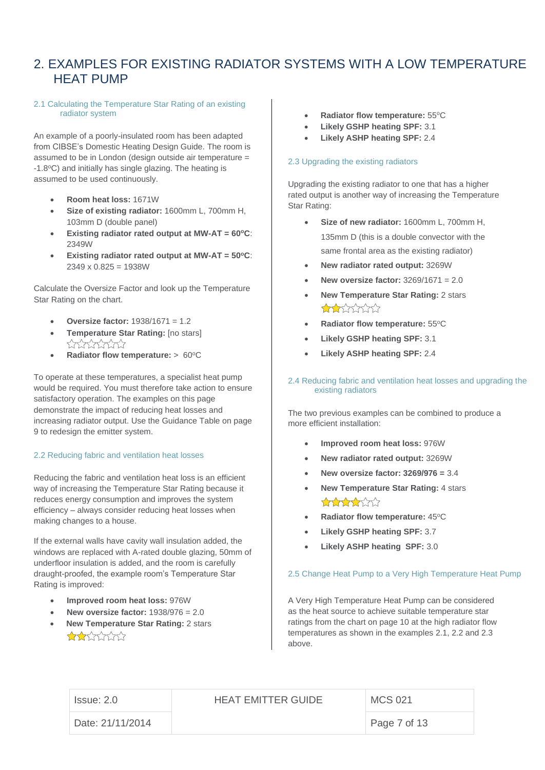# 2. EXAMPLES FOR EXISTING RADIATOR SYSTEMS WITH A LOW TEMPERATURE HEAT PUMP

## 2.1 Calculating the Temperature Star Rating of an existing radiator system

An example of a poorly-insulated room has been adapted from CIBSE's Domestic Heating Design Guide. The room is assumed to be in London (design outside air temperature = -1.8°C) and initially has single glazing. The heating is assumed to be used continuously.

- **Room heat loss:** 1671W
- **Size of existing radiator:** 1600mm L, 700mm H, 103mm D (double panel)
- **Existing radiator rated output at MW-AT = 60°C**: 2349W
- **Existing radiator rated output at MW-AT = 50°C**: 2349 x 0.825 = 1938W

Calculate the Oversize Factor and look up the Temperature Star Rating on the chart.

- **Oversize factor:** 1938/1671 = 1.2
- **Temperature Star Rating:** [no stars] ☆☆☆☆☆☆
- **Radiator flow temperature:** > 60°C

To operate at these temperatures, a specialist heat pump would be required. You must therefore take action to ensure satisfactory operation. The examples on this page demonstrate the impact of reducing heat losses and increasing radiator output. Use the Guidance Table on page 9 to redesign the emitter system.

## 2.2 Reducing fabric and ventilation heat losses

Reducing the fabric and ventilation heat loss is an efficient way of increasing the Temperature Star Rating because it reduces energy consumption and improves the system efficiency – always consider reducing heat losses when making changes to a house.

If the external walls have cavity wall insulation added, the windows are replaced with A-rated double glazing, 50mm of underfloor insulation is added, and the room is carefully draught-proofed, the example room's Temperature Star Rating is improved:

- **Improved room heat loss:** 976W
- **New oversize factor:** 1938/976 = 2.0
- **New Temperature Star Rating:** 2 stars ★★☆☆☆☆
- **Radiator flow temperature:** 55°C
- **Likely GSHP heating SPF:** 3.1
- **Likely ASHP heating SPF:** 2.4

## 2.3 Upgrading the existing radiators

Upgrading the existing radiator to one that has a higher rated output is another way of increasing the Temperature Star Rating:

- **Size of new radiator:** 1600mm L, 700mm H, 135mm D (this is a double convector with the same frontal area as the existing radiator)
- **New radiator rated output:** 3269W
- **New oversize factor:** 3269/1671 = 2.0
- **New Temperature Star Rating:** 2 stars ★★☆☆☆☆
- **Radiator flow temperature:** 55°C
- **Likely GSHP heating SPF:** 3.1
- **Likely ASHP heating SPF:** 2.4

## 2.4 Reducing fabric and ventilation heat losses and upgrading the existing radiators

The two previous examples can be combined to produce a more efficient installation:

- **Improved room heat loss:** 976W
- **New radiator rated output:** 3269W
- **New oversize factor: 3269/976 =** 3.4
- **New Temperature Star Rating:** 4 stars ★★★★☆☆
- **Radiator flow temperature:** 45°C
- **Likely GSHP heating SPF:** 3.7
- **Likely ASHP heating SPF:** 3.0

## 2.5 Change Heat Pump to a Very High Temperature Heat Pump

A Very High Temperature Heat Pump can be considered as the heat source to achieve suitable temperature star ratings from the chart on page 10 at the high radiator flow temperatures as shown in the examples 2.1, 2.2 and 2.3 above.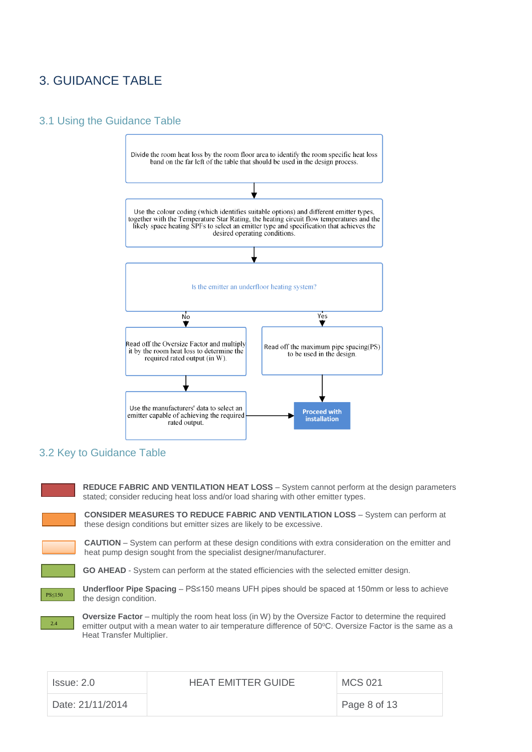# 3. GUIDANCE TABLE

## 3.1 Using the Guidance Table

Divide the room heat loss by the room floor area to identify the room specific heat loss band on the far left of the table that should be used in the design process.

Use the colour coding (which identifies suitable options) and different emitter types, together with the Temperature Star Rating, the heating circuit flow temperatures and the likely space heating SPFs to select an emitter type and specification that achieves the desired operating conditions.

Is the emitter an underfloor heating system?

No

Read off the Oversize Factor and multiply it by the room heat loss to determine the required rated output (in W).

Use the manufacturers' data to select an emitter capable of achieving the required rated output.

Yes

Read off the maximum pipe spacing(PS) to be used in the design.

Proceed with installation

## 3.2 Key to Guidance Table

**REDUCE FABRIC AND VENTILATION HEAT LOSS** – System cannot perform at the design parameters stated; consider reducing heat loss and/or load sharing with other emitter types.

**CONSIDER MEASURES TO REDUCE FABRIC AND VENTILATION LOSS** – System can perform at these design conditions but emitter sizes are likely to be excessive.

**CAUTION** – System can perform at these design conditions with extra consideration on the emitter and heat pump design sought from the specialist designer/manufacturer.

**GO AHEAD** - System can perform at the stated efficiencies with the selected emitter design.

PS≤150 **Underfloor Pipe Spacing** – PS≤150 means UFH pipes should be spaced at 150mm or less to achieve the design condition.

2.4 **Oversize Factor** – multiply the room heat loss (in W) by the Oversize Factor to determine the required emitter output with a mean water to air temperature difference of 50ºC. Oversize Factor is the same as a Heat Transfer Multiplier.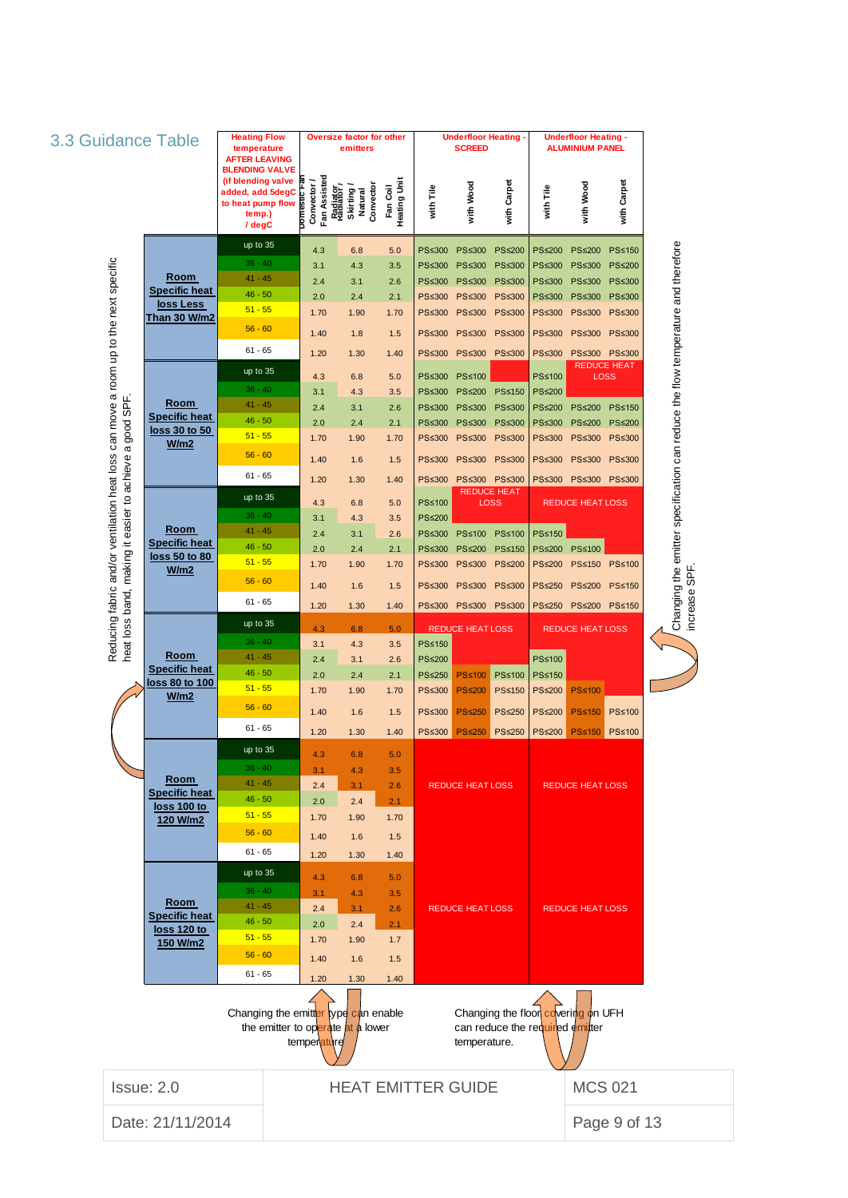| Room Specific heat loss | Heating Flow temperature AFTER LEAVING BLENDING VALVE (if blending valve added, add 5degC to heat pump flow temp.) / degC | Oversize factor for other emitters: Domestic Fan Convector / Fan Assisted Radiator | Oversize factor for other emitters: Radiator / Skirting / Natural Convector | Oversize factor for other emitters: Fan Coil Heating Unit | Underfloor Heating - SCREED: with Tile | Underfloor Heating - SCREED: with Wood | Underfloor Heating - SCREED: with Carpet | Underfloor Heating - ALUMINIUM PANEL: with Tile | Underfloor Heating - ALUMINIUM PANEL: with Wood | Underfloor Heating - ALUMINIUM PANEL: with Carpet |
|---|---|---|---|---|---|---|---|---|---|---|
| **Room Specific heat loss Less Than 30 W/m2** | up to 35 | 4.3 | 6.8 | 5.0 | PS≤300 | PS≤300 | PS≤200 | PS≤200 | PS≤200 | PS≤150 |
| | 36 - 40 | 3.1 | 4.3 | 3.5 | PS≤300 | PS≤300 | PS≤300 | PS≤300 | PS≤300 | PS≤200 |
| | 41 - 45 | 2.4 | 3.1 | 2.6 | PS≤300 | PS≤300 | PS≤300 | PS≤300 | PS≤300 | PS≤300 |
| | 46 - 50 | 2.0 | 2.4 | 2.1 | PS≤300 | PS≤300 | PS≤300 | PS≤300 | PS≤300 | PS≤300 |
| | 51 - 55 | 1.70 | 1.90 | 1.70 | PS≤300 | PS≤300 | PS≤300 | PS≤300 | PS≤300 | PS≤300 |
| | 56 - 60 | 1.40 | 1.8 | 1.5 | PS≤300 | PS≤300 | PS≤300 | PS≤300 | PS≤300 | PS≤300 |
| | 61 - 65 | 1.20 | 1.30 | 1.40 | PS≤300 | PS≤300 | PS≤300 | PS≤300 | PS≤300 | PS≤300 |
| **Room Specific heat loss 30 to 50 W/m2** | up to 35 | 4.3 | 6.8 | 5.0 | PS≤300 | PS≤100 | | PS≤100 | REDUCE HEAT LOSS | |
| | 36 - 40 | 3.1 | 4.3 | 3.5 | PS≤300 | PS≤200 | PS≤150 | PS≤200 | | |
| | 41 - 45 | 2.4 | 3.1 | 2.6 | PS≤300 | PS≤300 | PS≤300 | PS≤200 | PS≤200 | PS≤150 |
| | 46 - 50 | 2.0 | 2.4 | 2.1 | PS≤300 | PS≤300 | PS≤300 | PS≤300 | PS≤200 | PS≤200 |
| | 51 - 55 | 1.70 | 1.90 | 1.70 | PS≤300 | PS≤300 | PS≤300 | PS≤300 | PS≤300 | PS≤300 |
| | 56 - 60 | 1.40 | 1.6 | 1.5 | PS≤300 | PS≤300 | PS≤300 | PS≤300 | PS≤300 | PS≤300 |
| | 61 - 65 | 1.20 | 1.30 | 1.40 | PS≤300 | PS≤300 | PS≤300 | PS≤300 | PS≤300 | PS≤300 |
| **Room Specific heat loss 50 to 80 W/m2** | up to 35 | 4.3 | 6.8 | 5.0 | PS≤100 | REDUCE HEAT LOSS | | REDUCE HEAT LOSS | | |
| | 36 - 40 | 3.1 | 4.3 | 3.5 | PS≤200 | | | | | |
| | 41 - 45 | 2.4 | 3.1 | 2.6 | PS≤300 | PS≤100 | PS≤100 | PS≤150 | | |
| | 46 - 50 | 2.0 | 2.4 | 2.1 | PS≤300 | PS≤200 | PS≤150 | PS≤200 | PS≤100 | |
| | 51 - 55 | 1.70 | 1.90 | 1.70 | PS≤300 | PS≤300 | PS≤200 | PS≤200 | PS≤150 | PS≤100 |
| | 56 - 60 | 1.40 | 1.6 | 1.5 | PS≤300 | PS≤300 | PS≤300 | PS≤250 | PS≤200 | PS≤150 |
| | 61 - 65 | 1.20 | 1.30 | 1.40 | PS≤300 | PS≤300 | PS≤300 | PS≤250 | PS≤200 | PS≤150 |
| **Room Specific heat loss 80 to 100 W/m2** | up to 35 | 4.3 | 6.8 | 5.0 | REDUCE HEAT LOSS | | | REDUCE HEAT LOSS | | |
| | 36 - 40 | 3.1 | 4.3 | 3.5 | PS≤150 | | | | | |
| | 41 - 45 | 2.4 | 3.1 | 2.6 | PS≤200 | | | PS≤100 | | |
| | 46 - 50 | 2.0 | 2.4 | 2.1 | PS≤250 | PS≤100 | PS≤100 | PS≤150 | | |
| | 51 - 55 | 1.70 | 1.90 | 1.70 | PS≤300 | PS≤200 | PS≤150 | PS≤200 | PS≤100 | |
| | 56 - 60 | 1.40 | 1.6 | 1.5 | PS≤300 | PS≤250 | PS≤250 | PS≤200 | PS≤150 | PS≤100 |
| | 61 - 65 | 1.20 | 1.30 | 1.40 | PS≤300 | PS≤250 | PS≤250 | PS≤200 | PS≤150 | PS≤100 |
| **Room Specific heat loss 100 to 120 W/m2** | up to 35 | 4.3 | 6.8 | 5.0 | REDUCE HEAT LOSS | | | REDUCE HEAT LOSS | | |
| | 36 - 40 | 3.1 | 4.3 | 3.5 | | | | | | |
| | 41 - 45 | 2.4 | 3.1 | 2.6 | | | | | | |
| | 46 - 50 | 2.0 | 2.4 | 2.1 | | | | | | |
| | 51 - 55 | 1.70 | 1.90 | 1.70 | | | | | | |
| | 56 - 60 | 1.40 | 1.6 | 1.5 | | | | | | |
| | 61 - 65 | 1.20 | 1.30 | 1.40 | | | | | | |
| **Room Specific heat loss 120 to 150 W/m2** | up to 35 | 4.3 | 6.8 | 5.0 | REDUCE HEAT LOSS | | | REDUCE HEAT LOSS | | |
| | 36 - 40 | 3.1 | 4.3 | 3.5 | | | | | | |
| | 41 - 45 | 2.4 | 3.1 | 2.6 | | | | | | |
| | 46 - 50 | 2.0 | 2.4 | 2.1 | | | | | | |
| | 51 - 55 | 1.70 | 1.90 | 1.7 | | | | | | |
| | 56 - 60 | 1.40 | 1.6 | 1.5 | | | | | | |
| | 61 - 65 | 1.20 | 1.30 | 1.40 | | | | | | |

Reducing fabric and/or ventilation heat loss can move a room up to the next specific heat loss band, making it easier to achieve a good SPF.

Changing the emitter specification can reduce the flow temperature and therefore increase SPF.

Changing the emitter type can enable the emitter to operate at a lower temperature.

Changing the floor covering on UFH can reduce the required emitter temperature.

| | | |
|---|---|---|
| Issue: 2.0 | HEAT EMITTER GUIDE | MCS 021 |
| Date: 21/11/2014 | | |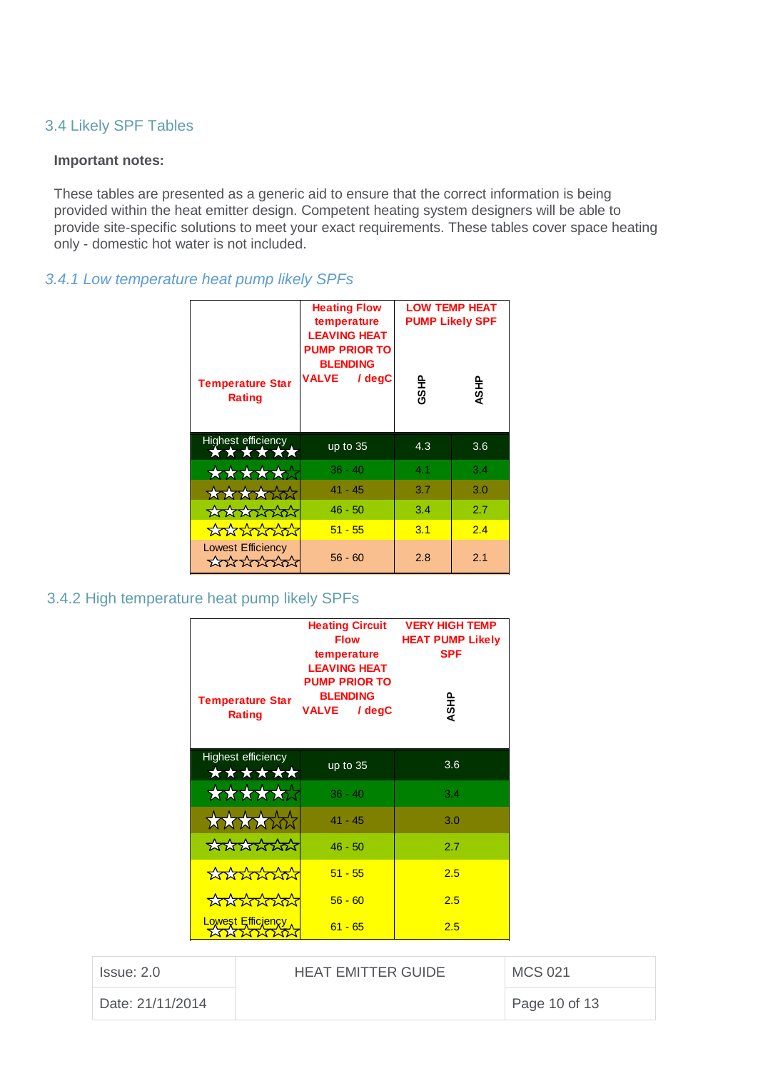## 3.4 Likely SPF Tables

**Important notes:**

These tables are presented as a generic aid to ensure that the correct information is being provided within the heat emitter design. Competent heating system designers will be able to provide site-specific solutions to meet your exact requirements. These tables cover space heating only - domestic hot water is not included.

### *3.4.1 Low temperature heat pump likely SPFs*

| Temperature Star Rating | Heating Flow temperature LEAVING HEAT PUMP PRIOR TO BLENDING VALVE / degC | LOW TEMP HEAT PUMP Likely SPF | |
|---|---|---|---|
| | | GSHP | ASHP |
| Highest efficiency ★★★★★★ | up to 35 | 4.3 | 3.6 |
| ★★★★★☆ | 36 - 40 | 4.1 | 3.4 |
| ★★★★☆☆ | 41 - 45 | 3.7 | 3.0 |
| ★★★☆☆☆ | 46 - 50 | 3.4 | 2.7 |
| ★★☆☆☆☆ | 51 - 55 | 3.1 | 2.4 |
| Lowest Efficiency ★☆☆☆☆☆ | 56 - 60 | 2.8 | 2.1 |

### 3.4.2 High temperature heat pump likely SPFs

| Temperature Star Rating | Heating Circuit Flow temperature LEAVING HEAT PUMP PRIOR TO BLENDING VALVE / degC | VERY HIGH TEMP HEAT PUMP Likely SPF |
|---|---|---|
| | | ASHP |
| Highest efficiency ★★★★★★ | up to 35 | 3.6 |
| ★★★★★☆ | 36 - 40 | 3.4 |
| ★★★★☆☆ | 41 - 45 | 3.0 |
| ★★★☆☆☆ | 46 - 50 | 2.7 |
| ★★☆☆☆☆ | 51 - 55 | 2.5 |
| ★☆☆☆☆☆ | 56 - 60 | 2.5 |
| Lowest Efficiency ☆☆☆☆☆☆ | 61 - 65 | 2.5 |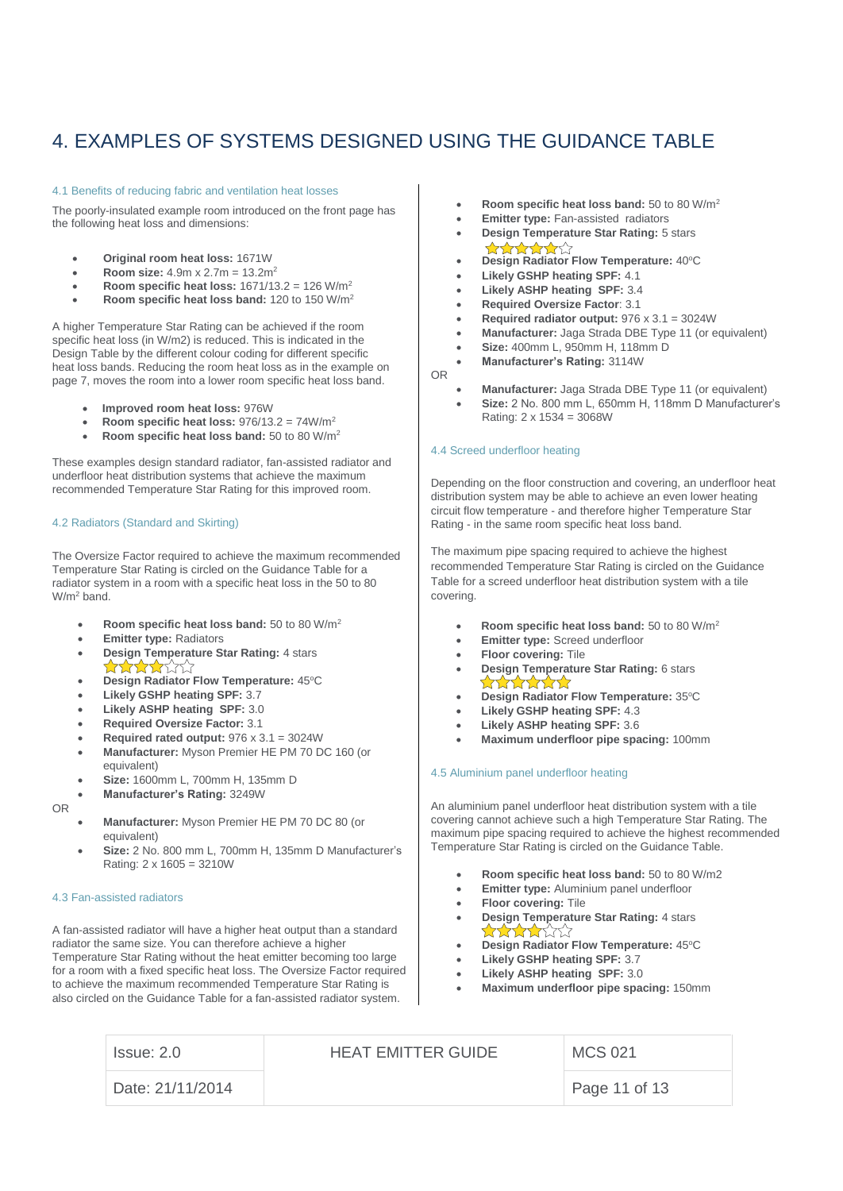# 4. EXAMPLES OF SYSTEMS DESIGNED USING THE GUIDANCE TABLE

### 4.1 Benefits of reducing fabric and ventilation heat losses

The poorly-insulated example room introduced on the front page has the following heat loss and dimensions:

- **Original room heat loss:** 1671W
- **Room size:** 4.9m x 2.7m = 13.2m$^2$
- **Room specific heat loss:** 1671/13.2 = 126 W/m$^2$
- **Room specific heat loss band:** 120 to 150 W/m$^2$

A higher Temperature Star Rating can be achieved if the room specific heat loss (in W/m2) is reduced. This is indicated in the Design Table by the different colour coding for different specific heat loss bands. Reducing the room heat loss as in the example on page 7, moves the room into a lower room specific heat loss band.

- **Improved room heat loss:** 976W
- **Room specific heat loss:** 976/13.2 = 74W/m$^2$
- **Room specific heat loss band:** 50 to 80 W/m$^2$

These examples design standard radiator, fan-assisted radiator and underfloor heat distribution systems that achieve the maximum recommended Temperature Star Rating for this improved room.

### 4.2 Radiators (Standard and Skirting)

The Oversize Factor required to achieve the maximum recommended Temperature Star Rating is circled on the Guidance Table for a radiator system in a room with a specific heat loss in the 50 to 80 W/m$^2$ band.

- **Room specific heat loss band:** 50 to 80 W/m$^2$
- **Emitter type:** Radiators
- **Design Temperature Star Rating:** 4 stars ★★★★☆☆
- **Design Radiator Flow Temperature:** 45ºC
- **Likely GSHP heating SPF:** 3.7
- **Likely ASHP heating SPF:** 3.0
- **Required Oversize Factor:** 3.1
- **Required rated output:** 976 x 3.1 = 3024W
- **Manufacturer:** Myson Premier HE PM 70 DC 160 (or equivalent)
- **Size:** 1600mm L, 700mm H, 135mm D
- **Manufacturer's Rating:** 3249W

OR

- **Manufacturer:** Myson Premier HE PM 70 DC 80 (or equivalent)
- **Size:** 2 No. 800 mm L, 700mm H, 135mm D Manufacturer's Rating: 2 x 1605 = 3210W

### 4.3 Fan-assisted radiators

A fan-assisted radiator will have a higher heat output than a standard radiator the same size. You can therefore achieve a higher Temperature Star Rating without the heat emitter becoming too large for a room with a fixed specific heat loss. The Oversize Factor required to achieve the maximum recommended Temperature Star Rating is also circled on the Guidance Table for a fan-assisted radiator system.

- **Room specific heat loss band:** 50 to 80 W/m$^2$
- **Emitter type:** Fan-assisted radiators
- **Design Temperature Star Rating:** 5 stars ★★★★★☆
- **Design Radiator Flow Temperature:** 40ºC
- **Likely GSHP heating SPF:** 4.1
- **Likely ASHP heating SPF:** 3.4
- **Required Oversize Factor**: 3.1
- **Required radiator output:** 976 x 3.1 = 3024W
- **Manufacturer:** Jaga Strada DBE Type 11 (or equivalent)
- **Size:** 400mm L, 950mm H, 118mm D
- **Manufacturer's Rating:** 3114W

OR

- **Manufacturer:** Jaga Strada DBE Type 11 (or equivalent)
- **Size:** 2 No. 800 mm L, 650mm H, 118mm D Manufacturer's Rating: 2 x 1534 = 3068W

### 4.4 Screed underfloor heating

Depending on the floor construction and covering, an underfloor heat distribution system may be able to achieve an even lower heating circuit flow temperature - and therefore higher Temperature Star Rating - in the same room specific heat loss band.

The maximum pipe spacing required to achieve the highest recommended Temperature Star Rating is circled on the Guidance Table for a screed underfloor heat distribution system with a tile covering.

- **Room specific heat loss band:** 50 to 80 W/m$^2$
- **Emitter type:** Screed underfloor
- **Floor covering:** Tile
- **Design Temperature Star Rating:** 6 stars ★★★★★★
- **Design Radiator Flow Temperature:** 35ºC
- **Likely GSHP heating SPF:** 4.3
- **Likely ASHP heating SPF:** 3.6
- **Maximum underfloor pipe spacing:** 100mm

### 4.5 Aluminium panel underfloor heating

An aluminium panel underfloor heat distribution system with a tile covering cannot achieve such a high Temperature Star Rating. The maximum pipe spacing required to achieve the highest recommended Temperature Star Rating is circled on the Guidance Table.

- **Room specific heat loss band:** 50 to 80 W/m2
- **Emitter type:** Aluminium panel underfloor
- **Floor covering:** Tile
- **Design Temperature Star Rating:** 4 stars ★★★★☆☆
- **Design Radiator Flow Temperature:** 45ºC
- **Likely GSHP heating SPF:** 3.7
- **Likely ASHP heating SPF:** 3.0
- **Maximum underfloor pipe spacing:** 150mm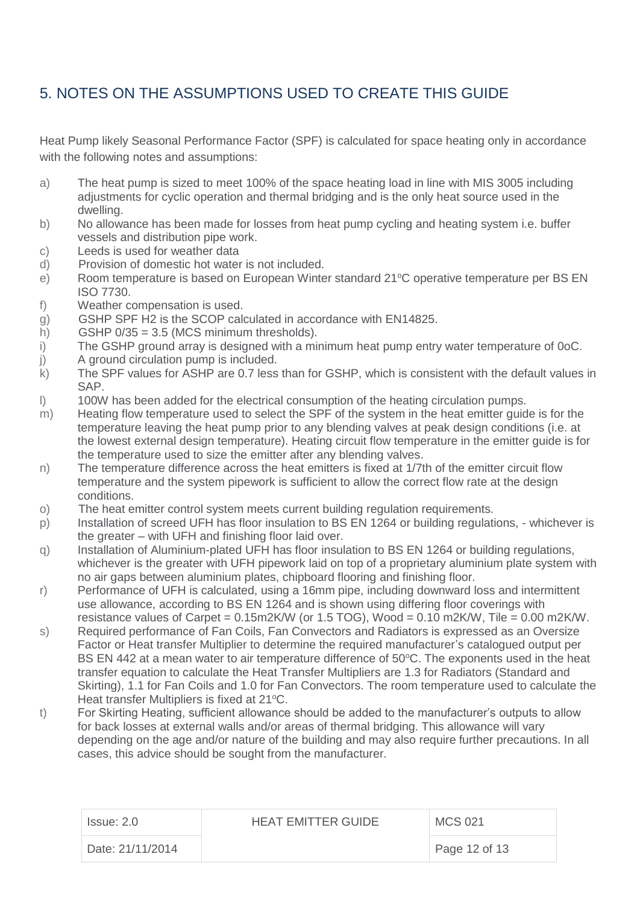## 5. NOTES ON THE ASSUMPTIONS USED TO CREATE THIS GUIDE

Heat Pump likely Seasonal Performance Factor (SPF) is calculated for space heating only in accordance with the following notes and assumptions:

a) The heat pump is sized to meet 100% of the space heating load in line with MIS 3005 including adjustments for cyclic operation and thermal bridging and is the only heat source used in the dwelling.

b) No allowance has been made for losses from heat pump cycling and heating system i.e. buffer vessels and distribution pipe work.

c) Leeds is used for weather data

d) Provision of domestic hot water is not included.

e) Room temperature is based on European Winter standard 21°C operative temperature per BS EN ISO 7730.

f) Weather compensation is used.

g) GSHP SPF H2 is the SCOP calculated in accordance with EN14825.

h) GSHP 0/35 = 3.5 (MCS minimum thresholds).

i) The GSHP ground array is designed with a minimum heat pump entry water temperature of 0oC.

j) A ground circulation pump is included.

k) The SPF values for ASHP are 0.7 less than for GSHP, which is consistent with the default values in SAP.

l) 100W has been added for the electrical consumption of the heating circulation pumps.

m) Heating flow temperature used to select the SPF of the system in the heat emitter guide is for the temperature leaving the heat pump prior to any blending valves at peak design conditions (i.e. at the lowest external design temperature). Heating circuit flow temperature in the emitter guide is for the temperature used to size the emitter after any blending valves.

n) The temperature difference across the heat emitters is fixed at 1/7th of the emitter circuit flow temperature and the system pipework is sufficient to allow the correct flow rate at the design conditions.

o) The heat emitter control system meets current building regulation requirements.

p) Installation of screed UFH has floor insulation to BS EN 1264 or building regulations, - whichever is the greater – with UFH and finishing floor laid over.

q) Installation of Aluminium-plated UFH has floor insulation to BS EN 1264 or building regulations, whichever is the greater with UFH pipework laid on top of a proprietary aluminium plate system with no air gaps between aluminium plates, chipboard flooring and finishing floor.

r) Performance of UFH is calculated, using a 16mm pipe, including downward loss and intermittent use allowance, according to BS EN 1264 and is shown using differing floor coverings with resistance values of Carpet = 0.15m2K/W (or 1.5 TOG), Wood = 0.10 m2K/W, Tile = 0.00 m2K/W.

s) Required performance of Fan Coils, Fan Convectors and Radiators is expressed as an Oversize Factor or Heat transfer Multiplier to determine the required manufacturer's catalogued output per BS EN 442 at a mean water to air temperature difference of 50°C. The exponents used in the heat transfer equation to calculate the Heat Transfer Multipliers are 1.3 for Radiators (Standard and Skirting), 1.1 for Fan Coils and 1.0 for Fan Convectors. The room temperature used to calculate the Heat transfer Multipliers is fixed at 21°C.

t) For Skirting Heating, sufficient allowance should be added to the manufacturer's outputs to allow for back losses at external walls and/or areas of thermal bridging. This allowance will vary depending on the age and/or nature of the building and may also require further precautions. In all cases, this advice should be sought from the manufacturer.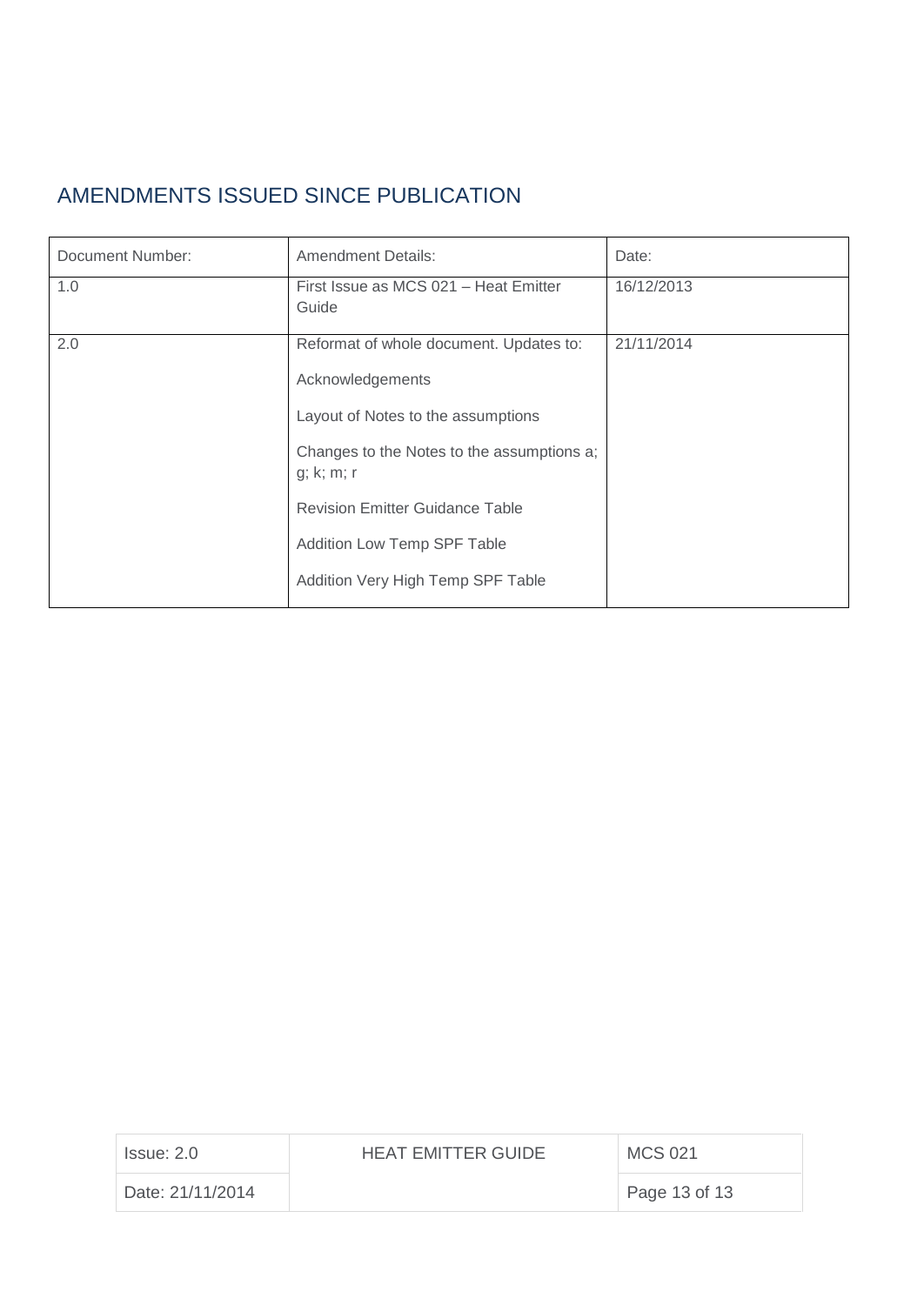## AMENDMENTS ISSUED SINCE PUBLICATION

| Document Number: | Amendment Details: | Date: |
|---|---|---|
| 1.0 | First Issue as MCS 021 – Heat Emitter Guide | 16/12/2013 |
| 2.0 | Reformat of whole document. Updates to:<br><br>Acknowledgements<br><br>Layout of Notes to the assumptions<br><br>Changes to the Notes to the assumptions a; g; k; m; r<br><br>Revision Emitter Guidance Table<br><br>Addition Low Temp SPF Table<br><br>Addition Very High Temp SPF Table | 21/11/2014 |